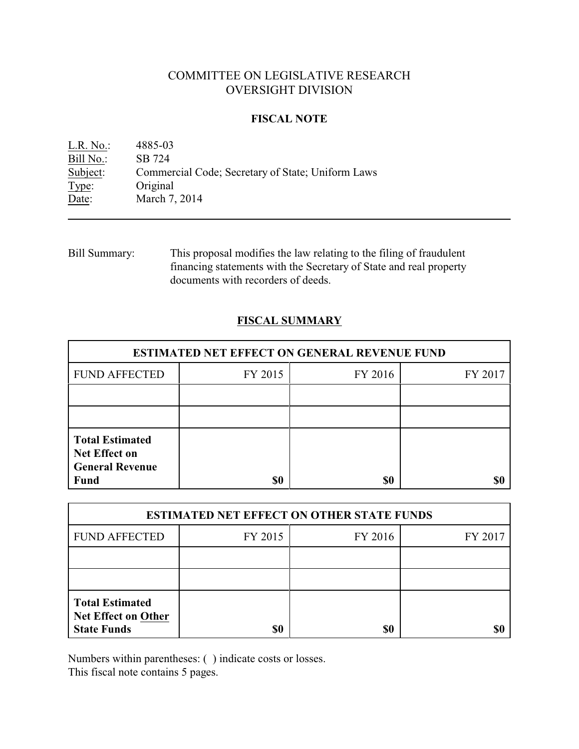# COMMITTEE ON LEGISLATIVE RESEARCH
# OVERSIGHT DIVISION

## FISCAL NOTE

L.R. No.: 4885-03
Bill No.: SB 724
Subject: Commercial Code; Secretary of State; Uniform Laws
Type: Original
Date: March 7, 2014

---

Bill Summary: This proposal modifies the law relating to the filing of fraudulent financing statements with the Secretary of State and real property documents with recorders of deeds.

## FISCAL SUMMARY

| ESTIMATED NET EFFECT ON GENERAL REVENUE FUND | | | |
|---|---|---|---|
| FUND AFFECTED | FY 2015 | FY 2016 | FY 2017 |
| | | | |
| | | | |
| **Total Estimated Net Effect on General Revenue Fund** | **$0** | **$0** | **$0** |

| ESTIMATED NET EFFECT ON OTHER STATE FUNDS | | | |
|---|---|---|---|
| FUND AFFECTED | FY 2015 | FY 2016 | FY 2017 |
| | | | |
| | | | |
| **Total Estimated Net Effect on Other State Funds** | **$0** | **$0** | **$0** |

Numbers within parentheses: ( ) indicate costs or losses.
This fiscal note contains 5 pages.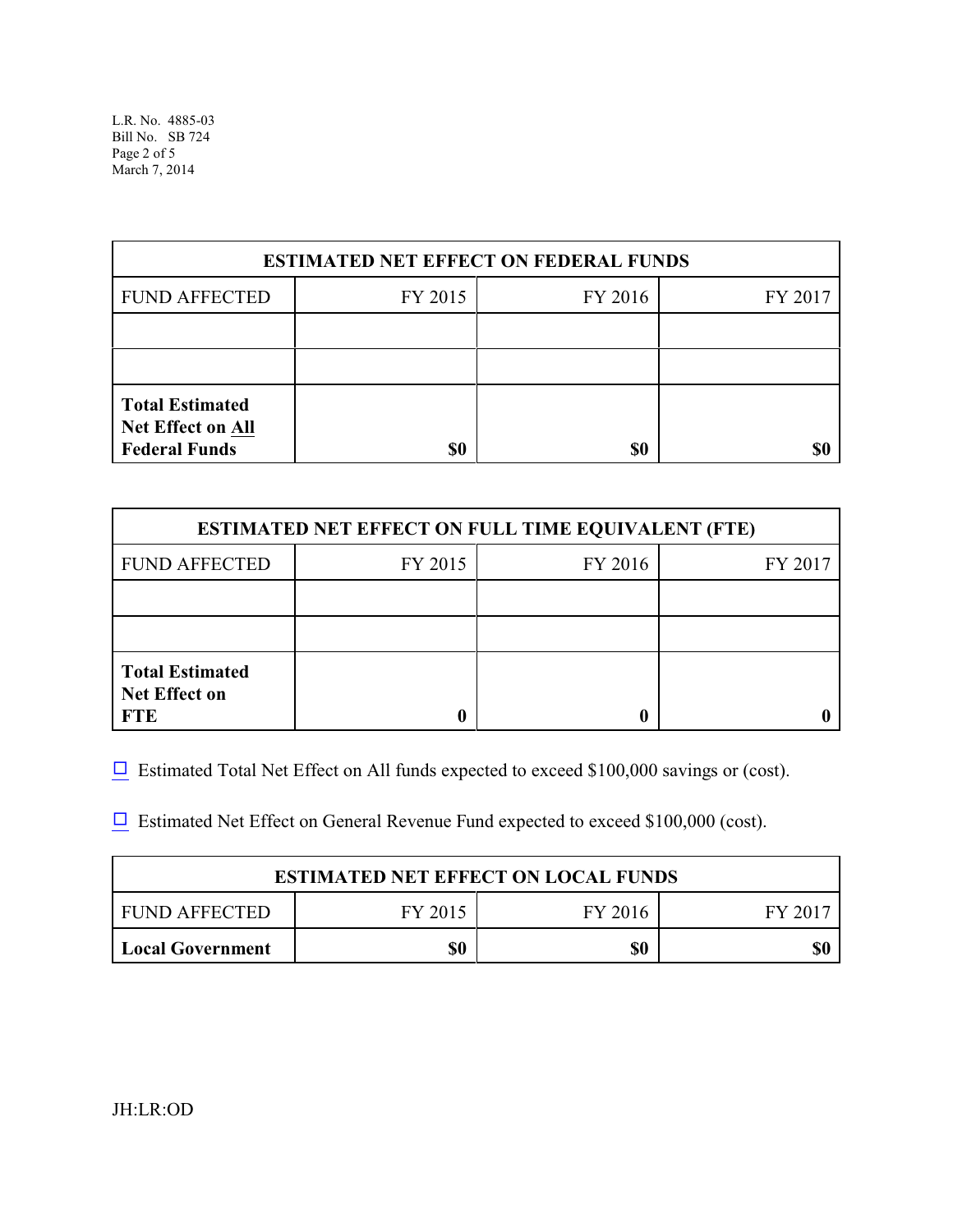| ESTIMATED NET EFFECT ON FEDERAL FUNDS | | | |
|---|---|---|---|
| FUND AFFECTED | FY 2015 | FY 2016 | FY 2017 |
| | | | |
| | | | |
| **Total Estimated Net Effect on All Federal Funds** | **$0** | **$0** | **$0** |

| ESTIMATED NET EFFECT ON FULL TIME EQUIVALENT (FTE) | | | |
|---|---|---|---|
| FUND AFFECTED | FY 2015 | FY 2016 | FY 2017 |
| | | | |
| | | | |
| **Total Estimated Net Effect on FTE** | **0** | **0** | **0** |

☐ Estimated Total Net Effect on All funds expected to exceed $100,000 savings or (cost).

☐ Estimated Net Effect on General Revenue Fund expected to exceed $100,000 (cost).

| ESTIMATED NET EFFECT ON LOCAL FUNDS | | | |
|---|---|---|---|
| FUND AFFECTED | FY 2015 | FY 2016 | FY 2017 |
| **Local Government** | **$0** | **$0** | **$0** |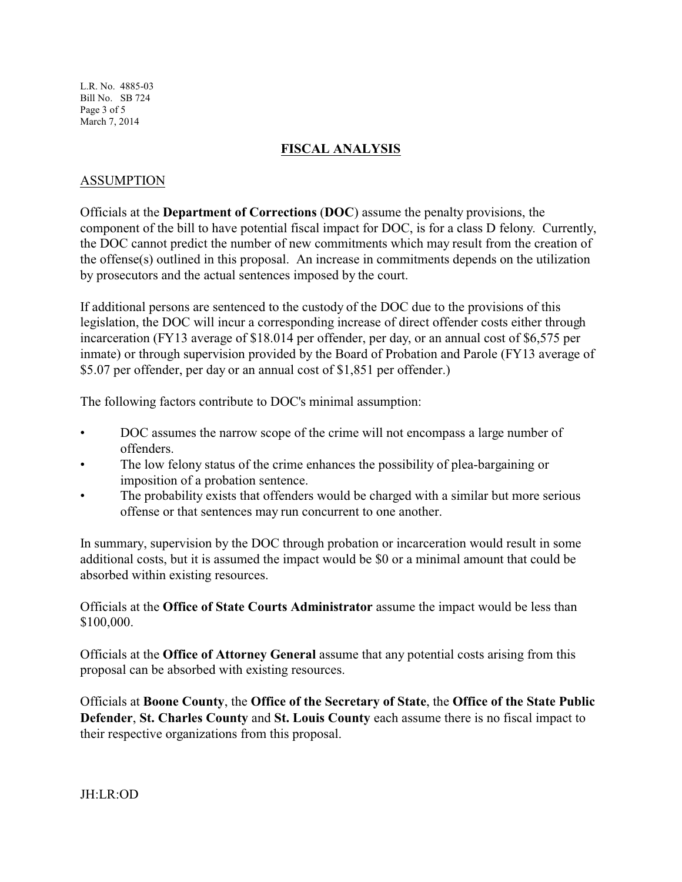## FISCAL ANALYSIS

### ASSUMPTION

Officials at the **Department of Corrections** (**DOC**) assume the penalty provisions, the component of the bill to have potential fiscal impact for DOC, is for a class D felony. Currently, the DOC cannot predict the number of new commitments which may result from the creation of the offense(s) outlined in this proposal. An increase in commitments depends on the utilization by prosecutors and the actual sentences imposed by the court.

If additional persons are sentenced to the custody of the DOC due to the provisions of this legislation, the DOC will incur a corresponding increase of direct offender costs either through incarceration (FY13 average of $18.014 per offender, per day, or an annual cost of $6,575 per inmate) or through supervision provided by the Board of Probation and Parole (FY13 average of $5.07 per offender, per day or an annual cost of $1,851 per offender.)

The following factors contribute to DOC's minimal assumption:

- DOC assumes the narrow scope of the crime will not encompass a large number of offenders.
- The low felony status of the crime enhances the possibility of plea-bargaining or imposition of a probation sentence.
- The probability exists that offenders would be charged with a similar but more serious offense or that sentences may run concurrent to one another.

In summary, supervision by the DOC through probation or incarceration would result in some additional costs, but it is assumed the impact would be $0 or a minimal amount that could be absorbed within existing resources.

Officials at the **Office of State Courts Administrator** assume the impact would be less than $100,000.

Officials at the **Office of Attorney General** assume that any potential costs arising from this proposal can be absorbed with existing resources.

Officials at **Boone County**, the **Office of the Secretary of State**, the **Office of the State Public Defender**, **St. Charles County** and **St. Louis County** each assume there is no fiscal impact to their respective organizations from this proposal.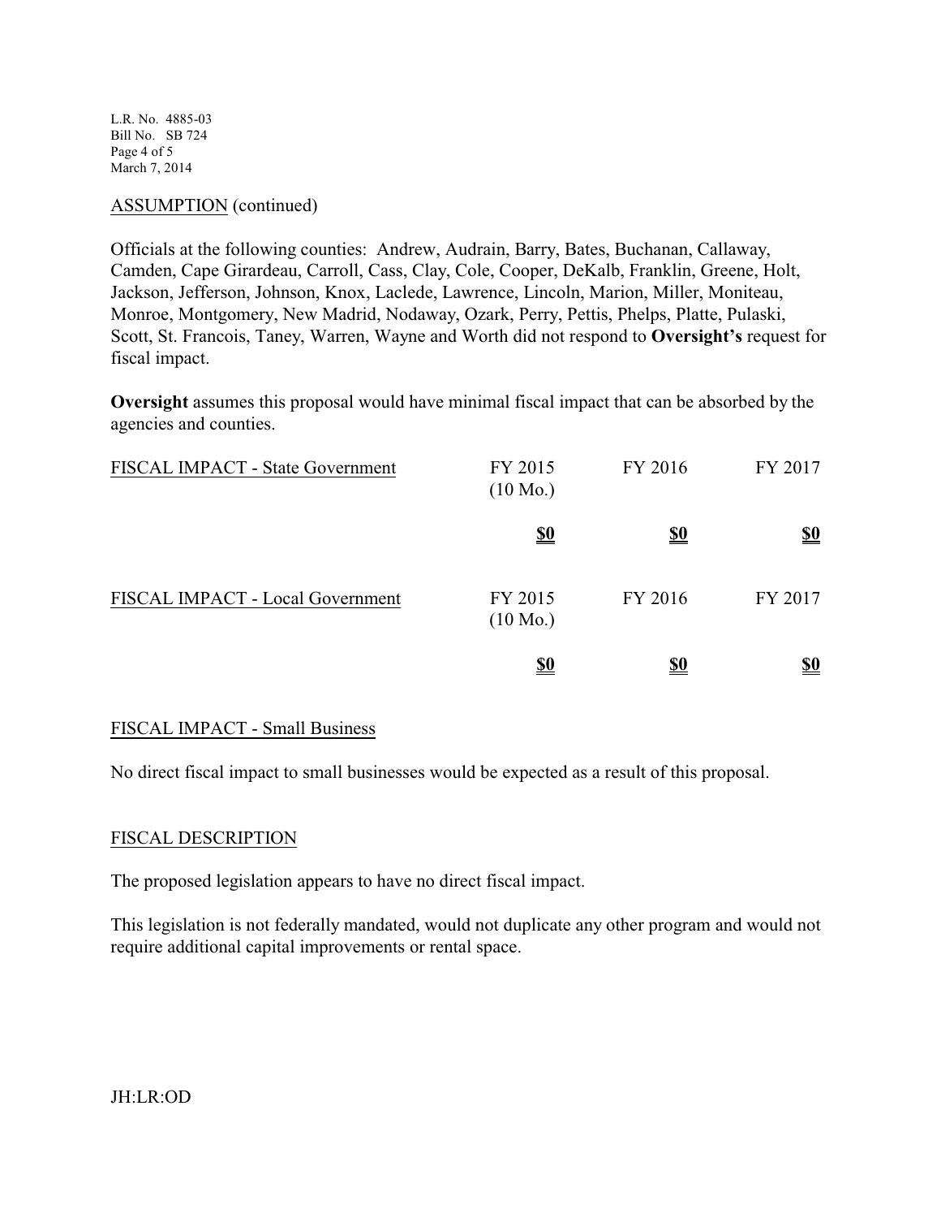ASSUMPTION (continued)

Officials at the following counties: Andrew, Audrain, Barry, Bates, Buchanan, Callaway, Camden, Cape Girardeau, Carroll, Cass, Clay, Cole, Cooper, DeKalb, Franklin, Greene, Holt, Jackson, Jefferson, Johnson, Knox, Laclede, Lawrence, Lincoln, Marion, Miller, Moniteau, Monroe, Montgomery, New Madrid, Nodaway, Ozark, Perry, Pettis, Phelps, Platte, Pulaski, Scott, St. Francois, Taney, Warren, Wayne and Worth did not respond to **Oversight's** request for fiscal impact.

**Oversight** assumes this proposal would have minimal fiscal impact that can be absorbed by the agencies and counties.

| FISCAL IMPACT - State Government | FY 2015 (10 Mo.) | FY 2016 | FY 2017 |
|---|---|---|---|
| | **$0** | **$0** | **$0** |

| FISCAL IMPACT - Local Government | FY 2015 (10 Mo.) | FY 2016 | FY 2017 |
|---|---|---|---|
| | **$0** | **$0** | **$0** |

FISCAL IMPACT - Small Business

No direct fiscal impact to small businesses would be expected as a result of this proposal.

FISCAL DESCRIPTION

The proposed legislation appears to have no direct fiscal impact.

This legislation is not federally mandated, would not duplicate any other program and would not require additional capital improvements or rental space.

JH:LR:OD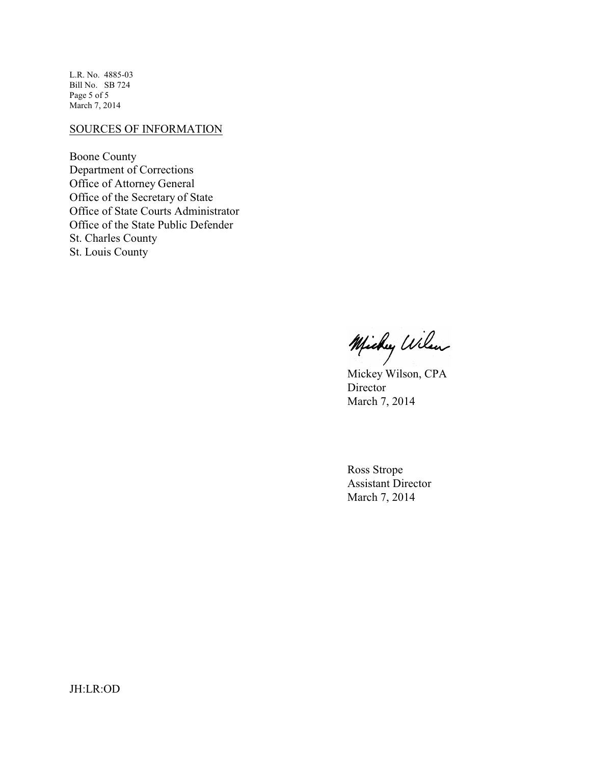SOURCES OF INFORMATION

Boone County
Department of Corrections
Office of Attorney General
Office of the Secretary of State
Office of State Courts Administrator
Office of the State Public Defender
St. Charles County
St. Louis County

Mickey Wilson, CPA
Director
March 7, 2014

Ross Strope
Assistant Director
March 7, 2014

JH:LR:OD